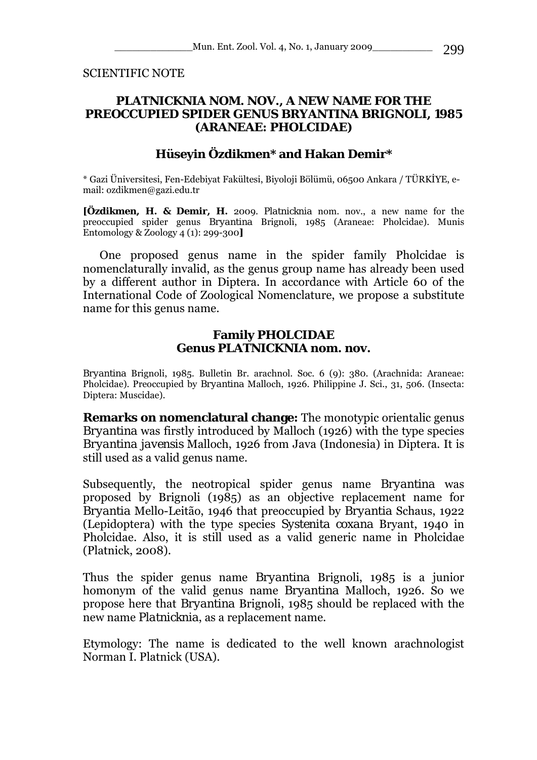SCIENTIFIC NOTE

# PLATNICKNIA NOM. NOV., A NEW NAME FOR THE PREOCCUPIED SPIDER GENUS BRYANTINA BRIGNOLI, 1985 (ARANEAE: PHOLCIDAE)

### Hüseyin Özdikmen* and Hakan Demir*

* Gazi Üniversitesi, Fen-Edebiyat Fakültesi, Biyoloji Bölümü, 06500 Ankara / TÜRKİYE, e-mail: ozdikmen@gazi.edu.tr

[**Özdikmen, H. & Demir, H.** 2009. *Platnicknia* nom. nov., a new name for the preoccupied spider genus *Bryantina* Brignoli, 1985 (Araneae: Pholcidae). Munis Entomology & Zoology 4 (1): 299-300]

One proposed genus name in the spider family Pholcidae is nomenclaturally invalid, as the genus group name has already been used by a different author in Diptera. In accordance with Article 60 of the International Code of Zoological Nomenclature, we propose a substitute name for this genus name.

### Family PHOLCIDAE
### Genus PLATNICKNIA nom. nov.

*Bryantina* Brignoli, 1985. Bulletin Br. arachnol. Soc. 6 (9): 380. (Arachnida: Araneae: Pholcidae). Preoccupied by *Bryantina* Malloch, 1926. Philippine J. Sci., 31, 506. (Insecta: Diptera: Muscidae).

**Remarks on nomenclatural change:** The monotypic orientalic genus *Bryantina* was firstly introduced by Malloch (1926) with the type species *Bryantina javensis* Malloch, 1926 from Java (Indonesia) in Diptera. It is still used as a valid genus name.

Subsequently, the neotropical spider genus name *Bryantina* was proposed by Brignoli (1985) as an objective replacement name for *Bryantia* Mello-Leitão, 1946 that preoccupied by *Bryantia* Schaus, 1922 (Lepidoptera) with the type species *Systenita coxana* Bryant, 1940 in Pholcidae. Also, it is still used as a valid generic name in Pholcidae (Platnick, 2008).

Thus the spider genus name *Bryantina* Brignoli, 1985 is a junior homonym of the valid genus name *Bryantina* Malloch, 1926. So we propose here that *Bryantina* Brignoli, 1985 should be replaced with the new name *Platnicknia*, as a replacement name.

Etymology: The name is dedicated to the well known arachnologist Norman I. Platnick (USA).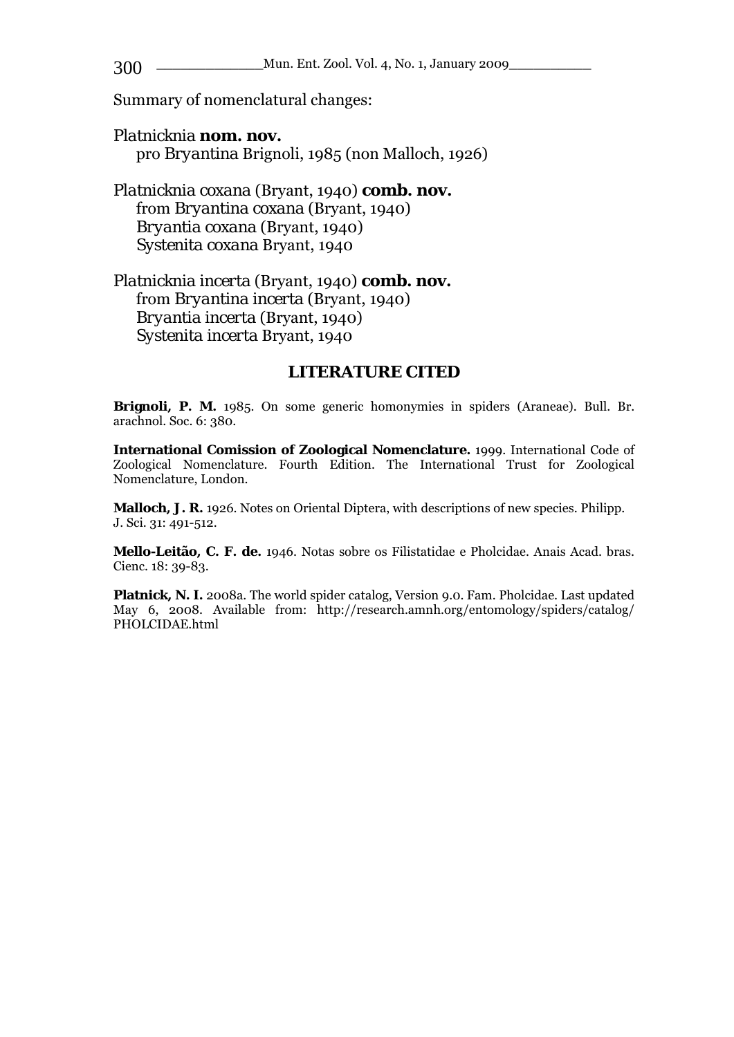Summary of nomenclatural changes:

*Platnicknia* **nom. nov.**
pro *Bryantina* Brignoli, 1985 (non Malloch, 1926)

*Platnicknia coxana* (Bryant, 1940) **comb. nov.**
from *Bryantina coxana* (Bryant, 1940)
*Bryantia coxana* (Bryant, 1940)
*Systenita coxana* Bryant, 1940

*Platnicknia incerta* (Bryant, 1940) **comb. nov.**
from *Bryantina incerta* (Bryant, 1940)
*Bryantia incerta* (Bryant, 1940)
*Systenita incerta* Bryant, 1940

## LITERATURE CITED

**Brignoli, P. M.** 1985. On some generic homonymies in spiders (Araneae). Bull. Br. arachnol. Soc. 6: 380.

**International Comission of Zoological Nomenclature.** 1999. International Code of Zoological Nomenclature. Fourth Edition. The International Trust for Zoological Nomenclature, London.

**Malloch, J. R.** 1926. Notes on Oriental Diptera, with descriptions of new species. Philipp. J. Sci. 31: 491-512.

**Mello-Leitão, C. F. de.** 1946. Notas sobre os Filistatidae e Pholcidae. Anais Acad. bras. Cienc. 18: 39-83.

**Platnick, N. I.** 2008a. The world spider catalog, Version 9.0. Fam. Pholcidae. Last updated May 6, 2008. Available from: http://research.amnh.org/entomology/spiders/catalog/PHOLCIDAE.html